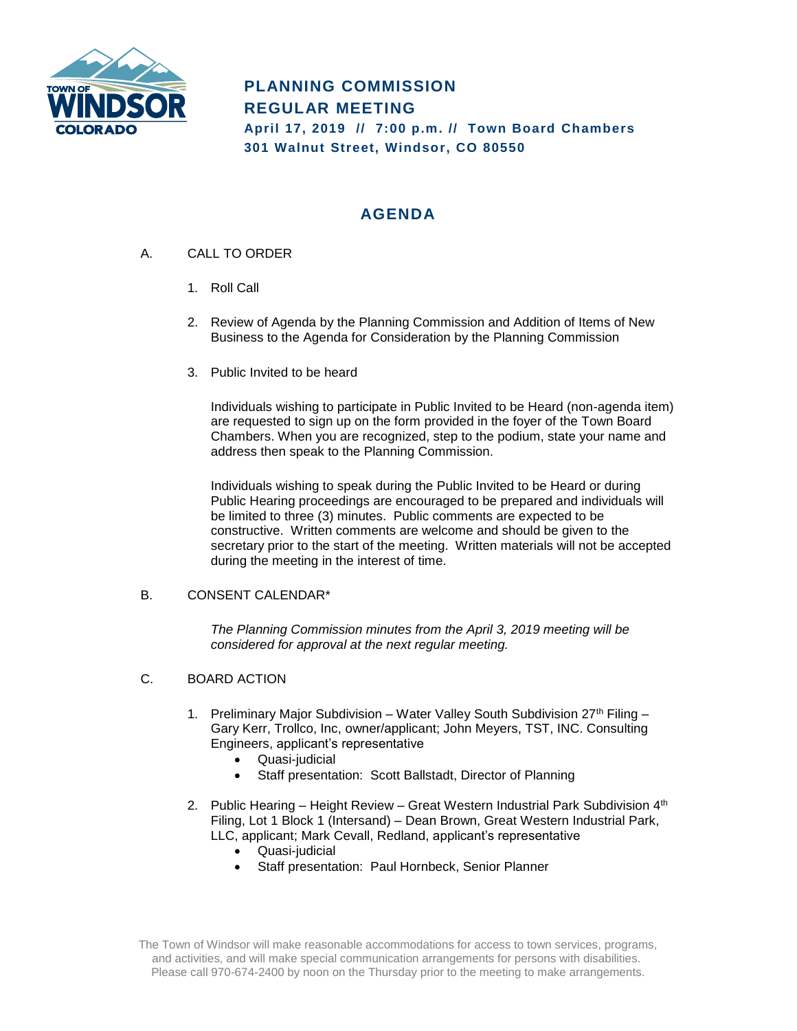# PLANNING COMMISSION
# REGULAR MEETING

**April 17, 2019 // 7:00 p.m. // Town Board Chambers**
**301 Walnut Street, Windsor, CO 80550**

## AGENDA

A. CALL TO ORDER

1. Roll Call

2. Review of Agenda by the Planning Commission and Addition of Items of New Business to the Agenda for Consideration by the Planning Commission

3. Public Invited to be heard

   Individuals wishing to participate in Public Invited to be Heard (non-agenda item) are requested to sign up on the form provided in the foyer of the Town Board Chambers. When you are recognized, step to the podium, state your name and address then speak to the Planning Commission.

   Individuals wishing to speak during the Public Invited to be Heard or during Public Hearing proceedings are encouraged to be prepared and individuals will be limited to three (3) minutes. Public comments are expected to be constructive. Written comments are welcome and should be given to the secretary prior to the start of the meeting. Written materials will not be accepted during the meeting in the interest of time.

B. CONSENT CALENDAR*

   *The Planning Commission minutes from the April 3, 2019 meeting will be considered for approval at the next regular meeting.*

C. BOARD ACTION

1. Preliminary Major Subdivision – Water Valley South Subdivision 27th Filing – Gary Kerr, Trollco, Inc, owner/applicant; John Meyers, TST, INC. Consulting Engineers, applicant's representative
   - Quasi-judicial
   - Staff presentation: Scott Ballstadt, Director of Planning

2. Public Hearing – Height Review – Great Western Industrial Park Subdivision 4th Filing, Lot 1 Block 1 (Intersand) – Dean Brown, Great Western Industrial Park, LLC, applicant; Mark Cevall, Redland, applicant's representative
   - Quasi-judicial
   - Staff presentation: Paul Hornbeck, Senior Planner

The Town of Windsor will make reasonable accommodations for access to town services, programs, and activities, and will make special communication arrangements for persons with disabilities. Please call 970-674-2400 by noon on the Thursday prior to the meeting to make arrangements.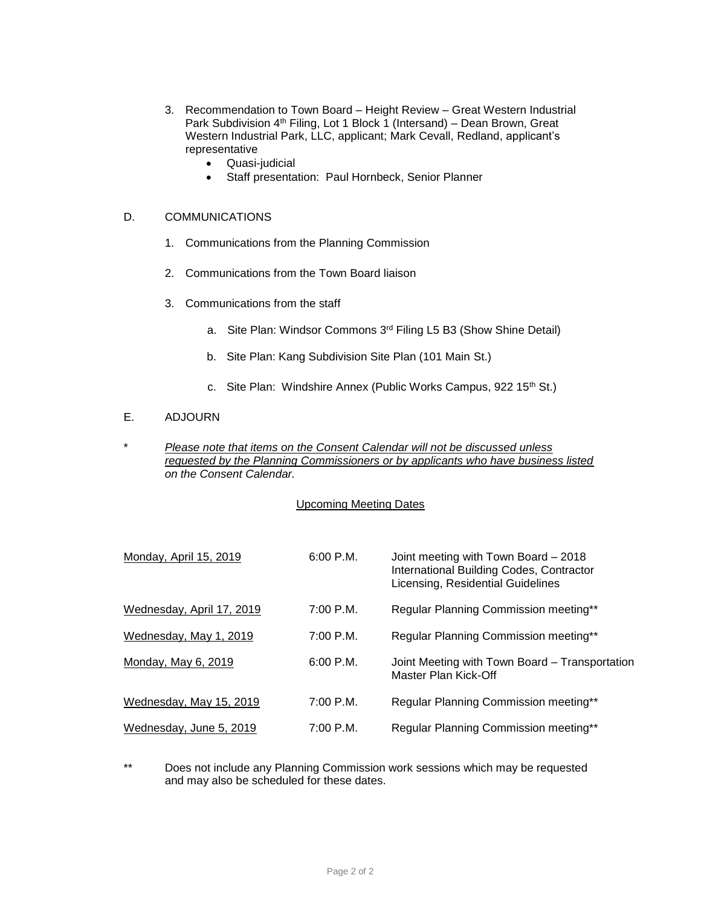3. Recommendation to Town Board – Height Review – Great Western Industrial Park Subdivision 4th Filing, Lot 1 Block 1 (Intersand) – Dean Brown, Great Western Industrial Park, LLC, applicant; Mark Cevall, Redland, applicant's representative
   - Quasi-judicial
   - Staff presentation: Paul Hornbeck, Senior Planner

D. COMMUNICATIONS

1. Communications from the Planning Commission

2. Communications from the Town Board liaison

3. Communications from the staff

   a. Site Plan: Windsor Commons 3rd Filing L5 B3 (Show Shine Detail)

   b. Site Plan: Kang Subdivision Site Plan (101 Main St.)

   c. Site Plan: Windshire Annex (Public Works Campus, 922 15th St.)

E. ADJOURN

\* *Please note that items on the Consent Calendar will not be discussed unless requested by the Planning Commissioners or by applicants who have business listed on the Consent Calendar.*

Upcoming Meeting Dates

| | | |
|---|---|---|
| Monday, April 15, 2019 | 6:00 P.M. | Joint meeting with Town Board – 2018 International Building Codes, Contractor Licensing, Residential Guidelines |
| Wednesday, April 17, 2019 | 7:00 P.M. | Regular Planning Commission meeting** |
| Wednesday, May 1, 2019 | 7:00 P.M. | Regular Planning Commission meeting** |
| Monday, May 6, 2019 | 6:00 P.M. | Joint Meeting with Town Board – Transportation Master Plan Kick-Off |
| Wednesday, May 15, 2019 | 7:00 P.M. | Regular Planning Commission meeting** |
| Wednesday, June 5, 2019 | 7:00 P.M. | Regular Planning Commission meeting** |

** Does not include any Planning Commission work sessions which may be requested and may also be scheduled for these dates.